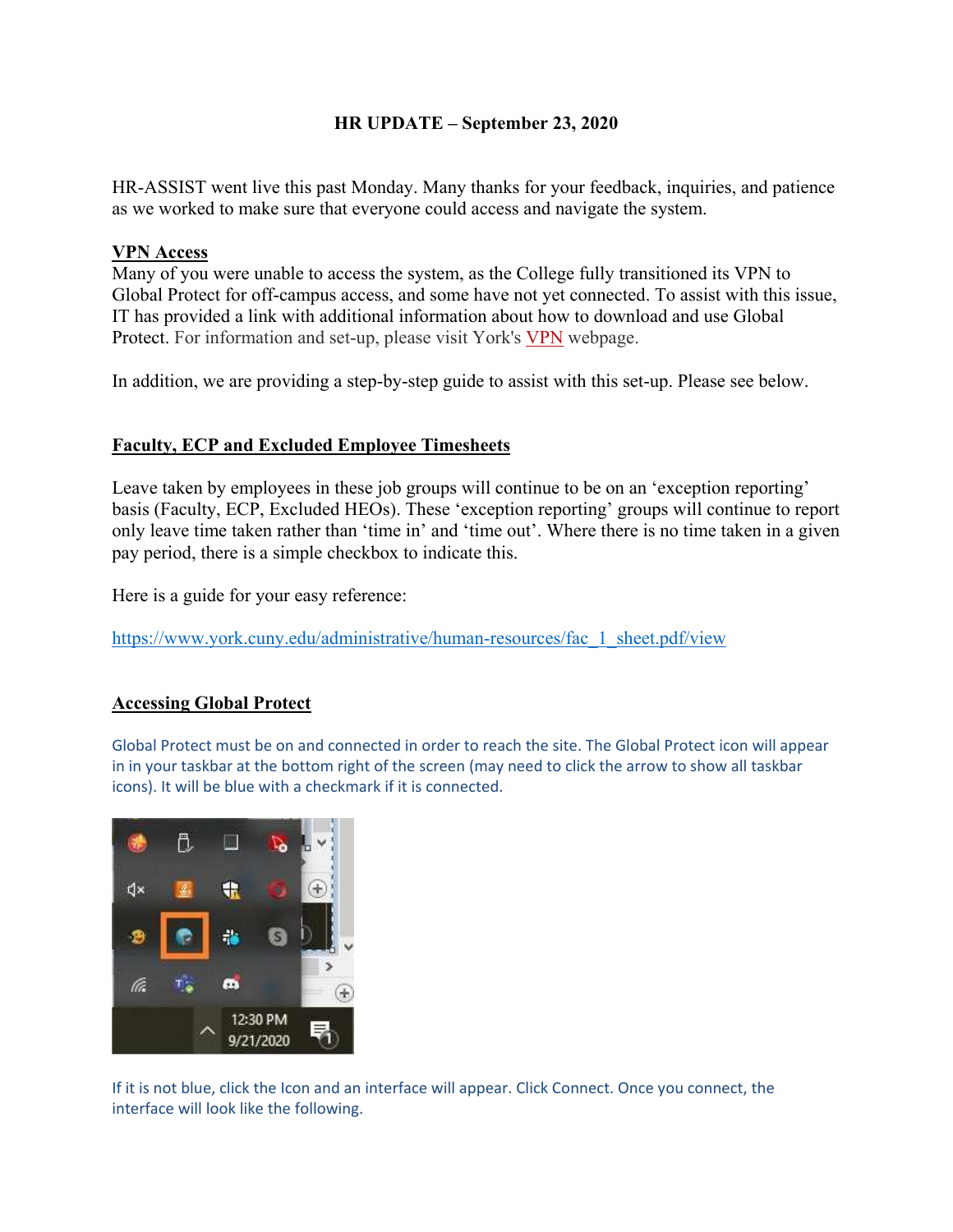**HR UPDATE – September 23, 2020**

HR-ASSIST went live this past Monday. Many thanks for your feedback, inquiries, and patience as we worked to make sure that everyone could access and navigate the system.

**VPN Access**

Many of you were unable to access the system, as the College fully transitioned its VPN to Global Protect for off-campus access, and some have not yet connected. To assist with this issue, IT has provided a link with additional information about how to download and use Global Protect. For information and set-up, please visit York's VPN webpage.

In addition, we are providing a step-by-step guide to assist with this set-up. Please see below.

**Faculty, ECP and Excluded Employee Timesheets**

Leave taken by employees in these job groups will continue to be on an 'exception reporting' basis (Faculty, ECP, Excluded HEOs). These 'exception reporting' groups will continue to report only leave time taken rather than 'time in' and 'time out'. Where there is no time taken in a given pay period, there is a simple checkbox to indicate this.

Here is a guide for your easy reference:

https://www.york.cuny.edu/administrative/human-resources/fac_1_sheet.pdf/view

**Accessing Global Protect**

Global Protect must be on and connected in order to reach the site. The Global Protect icon will appear in in your taskbar at the bottom right of the screen (may need to click the arrow to show all taskbar icons). It will be blue with a checkmark if it is connected.

If it is not blue, click the Icon and an interface will appear. Click Connect. Once you connect, the interface will look like the following.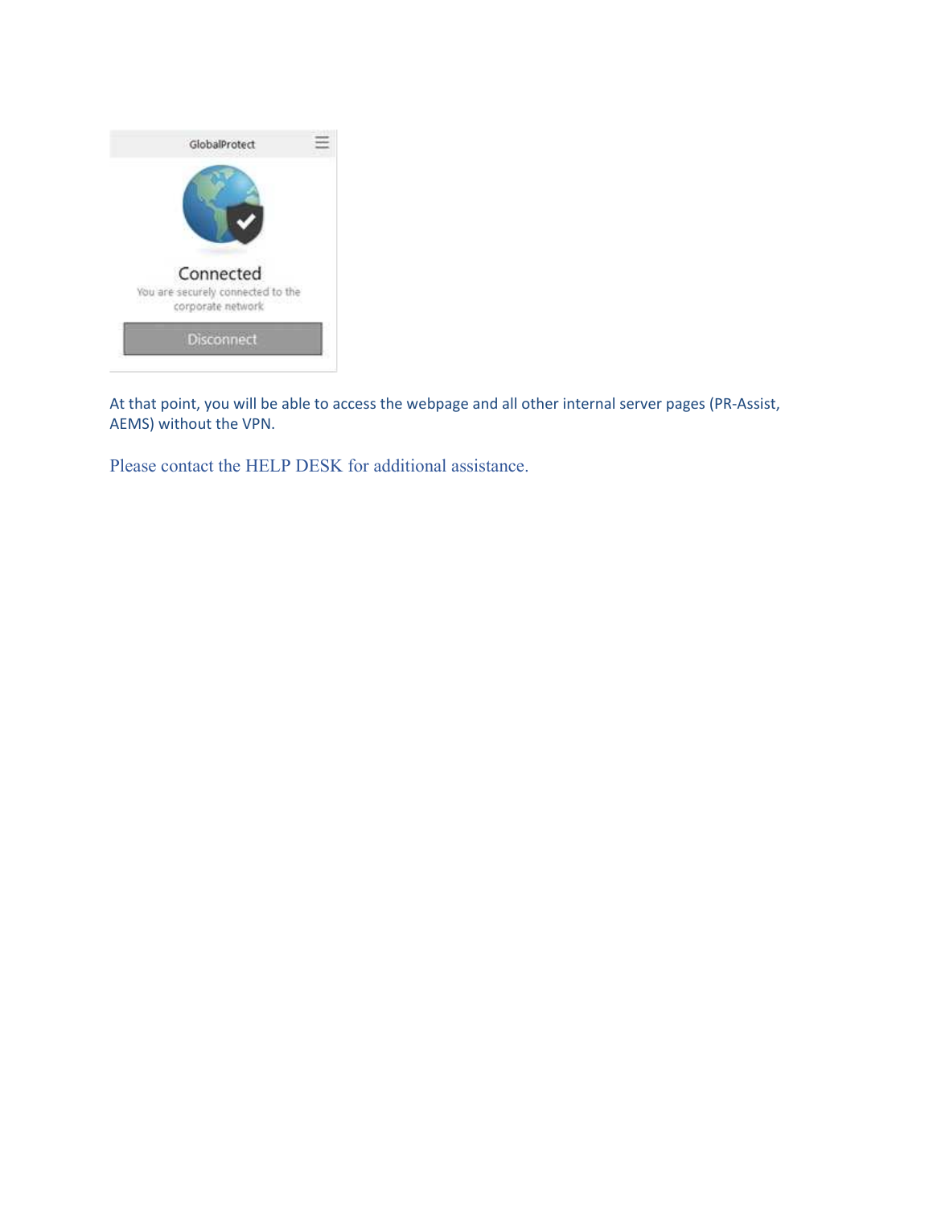At that point, you will be able to access the webpage and all other internal server pages (PR-Assist, AEMS) without the VPN.

Please contact the HELP DESK for additional assistance.